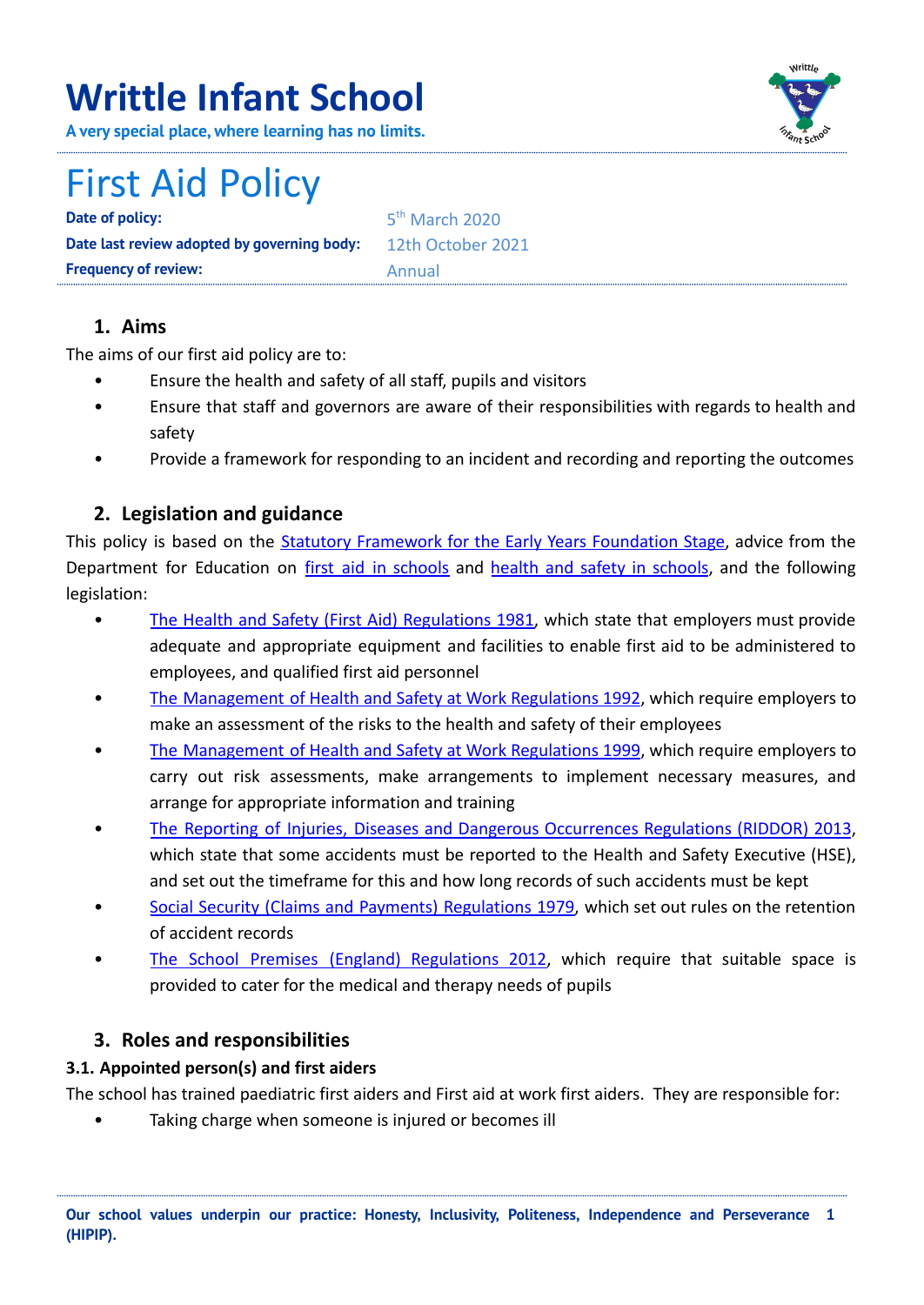# Writtle Infant School

**A very special place, where learning has no limits.**

# First Aid Policy

| | |
|---|---|
| **Date of policy:** | 5th March 2020 |
| **Date last review adopted by governing body:** | 12th October 2021 |
| **Frequency of review:** | Annual |

## 1. Aims

The aims of our first aid policy are to:

- Ensure the health and safety of all staff, pupils and visitors
- Ensure that staff and governors are aware of their responsibilities with regards to health and safety
- Provide a framework for responding to an incident and recording and reporting the outcomes

## 2. Legislation and guidance

This policy is based on the Statutory Framework for the Early Years Foundation Stage, advice from the Department for Education on first aid in schools and health and safety in schools, and the following legislation:

- The Health and Safety (First Aid) Regulations 1981, which state that employers must provide adequate and appropriate equipment and facilities to enable first aid to be administered to employees, and qualified first aid personnel
- The Management of Health and Safety at Work Regulations 1992, which require employers to make an assessment of the risks to the health and safety of their employees
- The Management of Health and Safety at Work Regulations 1999, which require employers to carry out risk assessments, make arrangements to implement necessary measures, and arrange for appropriate information and training
- The Reporting of Injuries, Diseases and Dangerous Occurrences Regulations (RIDDOR) 2013, which state that some accidents must be reported to the Health and Safety Executive (HSE), and set out the timeframe for this and how long records of such accidents must be kept
- Social Security (Claims and Payments) Regulations 1979, which set out rules on the retention of accident records
- The School Premises (England) Regulations 2012, which require that suitable space is provided to cater for the medical and therapy needs of pupils

## 3. Roles and responsibilities

### 3.1. Appointed person(s) and first aiders

The school has trained paediatric first aiders and First aid at work first aiders. They are responsible for:

- Taking charge when someone is injured or becomes ill

**Our school values underpin our practice: Honesty, Inclusivity, Politeness, Independence and Perseverance (HIPIP).**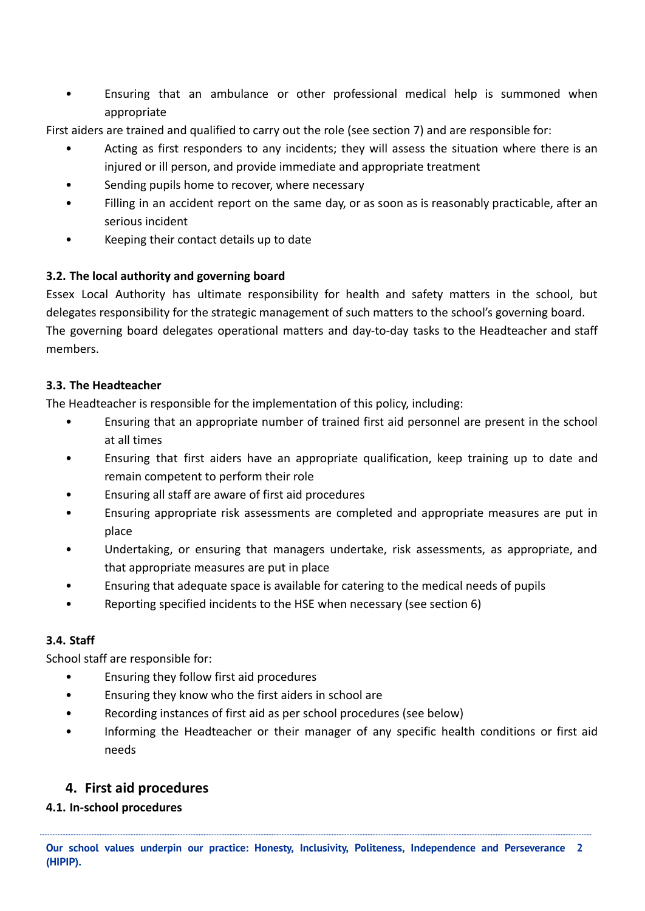- Ensuring that an ambulance or other professional medical help is summoned when appropriate

First aiders are trained and qualified to carry out the role (see section 7) and are responsible for:

- Acting as first responders to any incidents; they will assess the situation where there is an injured or ill person, and provide immediate and appropriate treatment
- Sending pupils home to recover, where necessary
- Filling in an accident report on the same day, or as soon as is reasonably practicable, after an serious incident
- Keeping their contact details up to date

### 3.2. The local authority and governing board

Essex Local Authority has ultimate responsibility for health and safety matters in the school, but delegates responsibility for the strategic management of such matters to the school's governing board. The governing board delegates operational matters and day-to-day tasks to the Headteacher and staff members.

### 3.3. The Headteacher

The Headteacher is responsible for the implementation of this policy, including:

- Ensuring that an appropriate number of trained first aid personnel are present in the school at all times
- Ensuring that first aiders have an appropriate qualification, keep training up to date and remain competent to perform their role
- Ensuring all staff are aware of first aid procedures
- Ensuring appropriate risk assessments are completed and appropriate measures are put in place
- Undertaking, or ensuring that managers undertake, risk assessments, as appropriate, and that appropriate measures are put in place
- Ensuring that adequate space is available for catering to the medical needs of pupils
- Reporting specified incidents to the HSE when necessary (see section 6)

### 3.4. Staff

School staff are responsible for:

- Ensuring they follow first aid procedures
- Ensuring they know who the first aiders in school are
- Recording instances of first aid as per school procedures (see below)
- Informing the Headteacher or their manager of any specific health conditions or first aid needs

## 4. First aid procedures

### 4.1. In-school procedures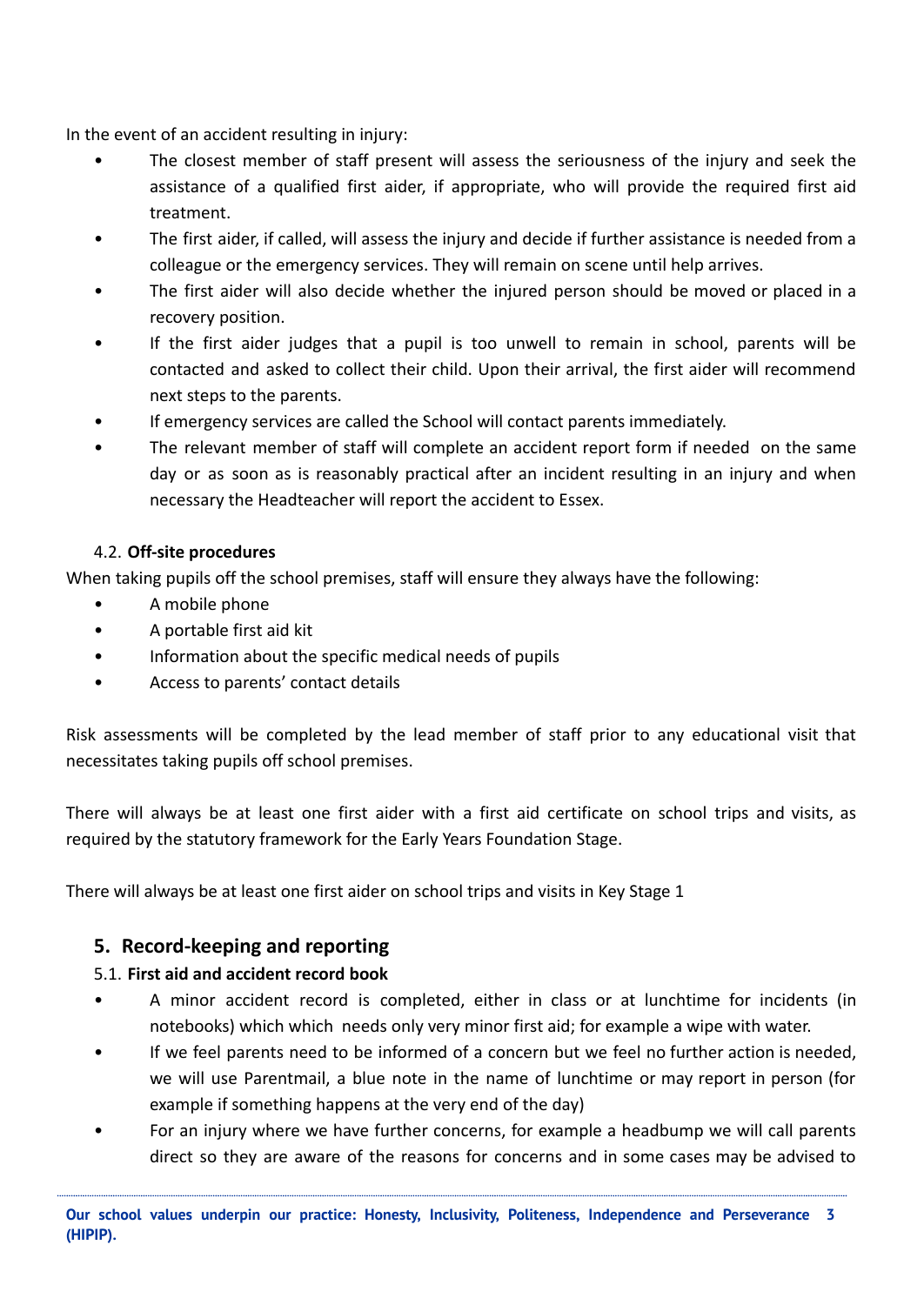In the event of an accident resulting in injury:

- The closest member of staff present will assess the seriousness of the injury and seek the assistance of a qualified first aider, if appropriate, who will provide the required first aid treatment.
- The first aider, if called, will assess the injury and decide if further assistance is needed from a colleague or the emergency services. They will remain on scene until help arrives.
- The first aider will also decide whether the injured person should be moved or placed in a recovery position.
- If the first aider judges that a pupil is too unwell to remain in school, parents will be contacted and asked to collect their child. Upon their arrival, the first aider will recommend next steps to the parents.
- If emergency services are called the School will contact parents immediately.
- The relevant member of staff will complete an accident report form if needed on the same day or as soon as is reasonably practical after an incident resulting in an injury and when necessary the Headteacher will report the accident to Essex.

### 4.2. Off-site procedures

When taking pupils off the school premises, staff will ensure they always have the following:

- A mobile phone
- A portable first aid kit
- Information about the specific medical needs of pupils
- Access to parents' contact details

Risk assessments will be completed by the lead member of staff prior to any educational visit that necessitates taking pupils off school premises.

There will always be at least one first aider with a first aid certificate on school trips and visits, as required by the statutory framework for the Early Years Foundation Stage.

There will always be at least one first aider on school trips and visits in Key Stage 1

## 5. Record-keeping and reporting

### 5.1. First aid and accident record book

- A minor accident record is completed, either in class or at lunchtime for incidents (in notebooks) which which needs only very minor first aid; for example a wipe with water.
- If we feel parents need to be informed of a concern but we feel no further action is needed, we will use Parentmail, a blue note in the name of lunchtime or may report in person (for example if something happens at the very end of the day)
- For an injury where we have further concerns, for example a headbump we will call parents direct so they are aware of the reasons for concerns and in some cases may be advised to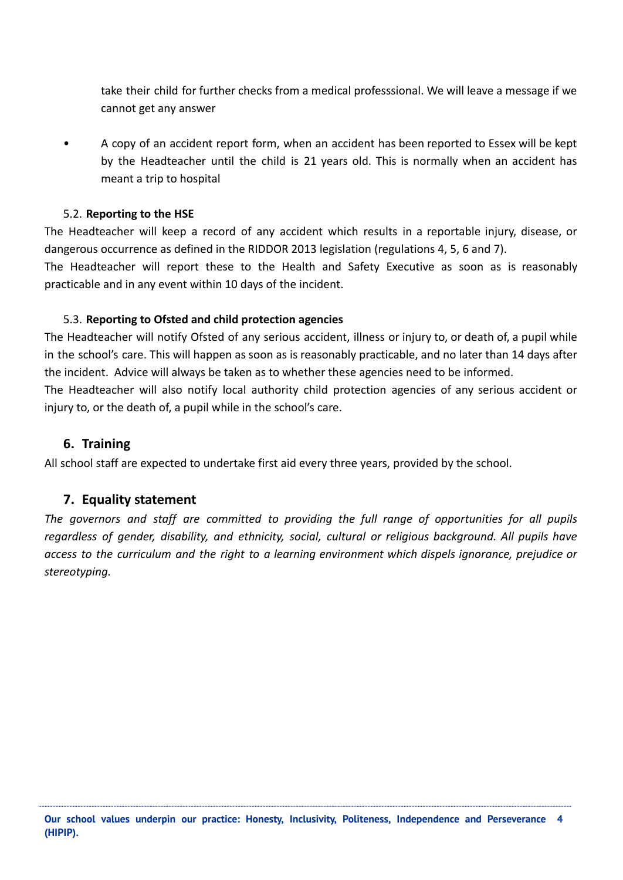take their child for further checks from a medical professsional. We will leave a message if we cannot get any answer

- A copy of an accident report form, when an accident has been reported to Essex will be kept by the Headteacher until the child is 21 years old. This is normally when an accident has meant a trip to hospital

### 5.2. Reporting to the HSE

The Headteacher will keep a record of any accident which results in a reportable injury, disease, or dangerous occurrence as defined in the RIDDOR 2013 legislation (regulations 4, 5, 6 and 7).

The Headteacher will report these to the Health and Safety Executive as soon as is reasonably practicable and in any event within 10 days of the incident.

### 5.3. Reporting to Ofsted and child protection agencies

The Headteacher will notify Ofsted of any serious accident, illness or injury to, or death of, a pupil while in the school's care. This will happen as soon as is reasonably practicable, and no later than 14 days after the incident. Advice will always be taken as to whether these agencies need to be informed.

The Headteacher will also notify local authority child protection agencies of any serious accident or injury to, or the death of, a pupil while in the school's care.

## 6. Training

All school staff are expected to undertake first aid every three years, provided by the school.

## 7. Equality statement

*The governors and staff are committed to providing the full range of opportunities for all pupils regardless of gender, disability, and ethnicity, social, cultural or religious background. All pupils have access to the curriculum and the right to a learning environment which dispels ignorance, prejudice or stereotyping.*